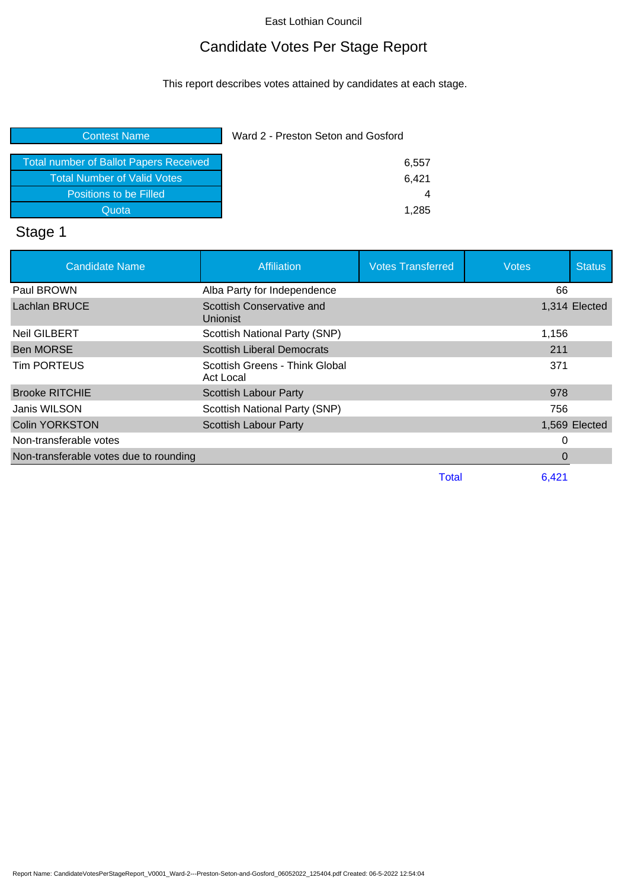East Lothian Council

# Candidate Votes Per Stage Report

This report describes votes attained by candidates at each stage.

| Contest Name | Ward 2 - Preston Seton and Gosford |
|---|---|
| Total number of Ballot Papers Received | 6,557 |
| Total Number of Valid Votes | 6,421 |
| Positions to be Filled | 4 |
| Quota | 1,285 |

## Stage 1

| Candidate Name | Affiliation | Votes Transferred | Votes | Status |
|---|---|---|---|---|
| Paul BROWN | Alba Party for Independence | | 66 | |
| Lachlan BRUCE | Scottish Conservative and Unionist | | 1,314 | Elected |
| Neil GILBERT | Scottish National Party (SNP) | | 1,156 | |
| Ben MORSE | Scottish Liberal Democrats | | 211 | |
| Tim PORTEUS | Scottish Greens - Think Global Act Local | | 371 | |
| Brooke RITCHIE | Scottish Labour Party | | 978 | |
| Janis WILSON | Scottish National Party (SNP) | | 756 | |
| Colin YORKSTON | Scottish Labour Party | | 1,569 | Elected |
| Non-transferable votes | | | 0 | |
| Non-transferable votes due to rounding | | | 0 | |
| | | Total | 6,421 | |

Report Name: CandidateVotesPerStageReport_V0001_Ward-2---Preston-Seton-and-Gosford_06052022_125404.pdf Created: 06-5-2022 12:54:04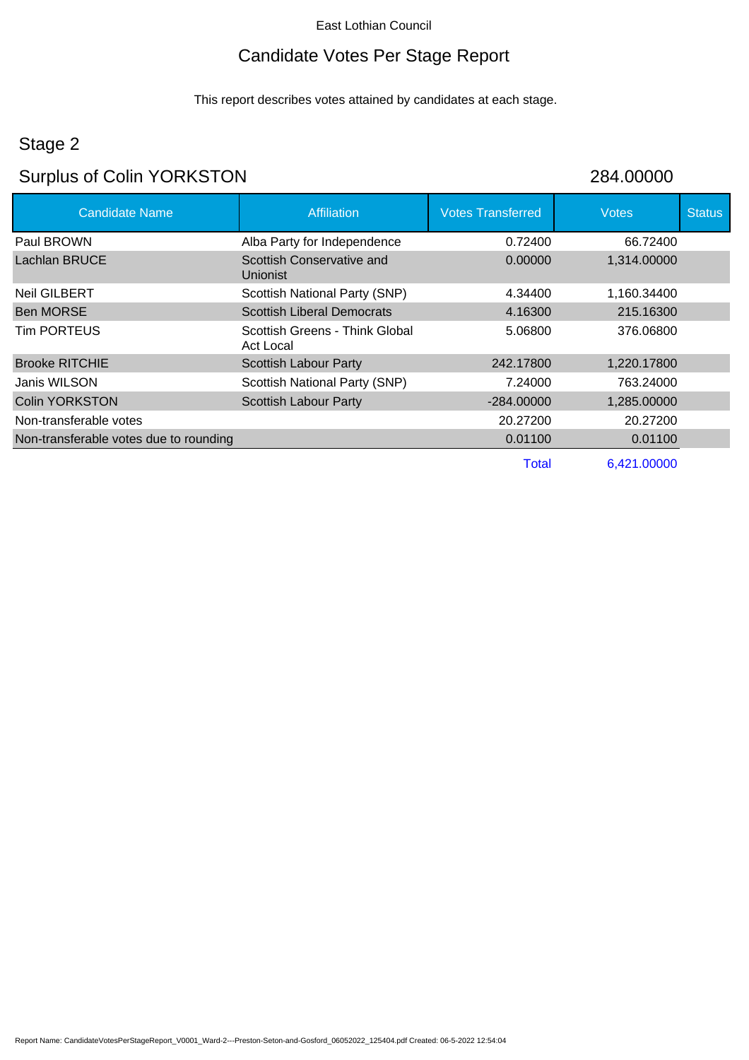East Lothian Council

# Candidate Votes Per Stage Report

This report describes votes attained by candidates at each stage.

## Stage 2

## Surplus of Colin YORKSTON 284.00000

| Candidate Name | Affiliation | Votes Transferred | Votes | Status |
|---|---|---|---|---|
| Paul BROWN | Alba Party for Independence | 0.72400 | 66.72400 | |
| Lachlan BRUCE | Scottish Conservative and Unionist | 0.00000 | 1,314.00000 | |
| Neil GILBERT | Scottish National Party (SNP) | 4.34400 | 1,160.34400 | |
| Ben MORSE | Scottish Liberal Democrats | 4.16300 | 215.16300 | |
| Tim PORTEUS | Scottish Greens - Think Global Act Local | 5.06800 | 376.06800 | |
| Brooke RITCHIE | Scottish Labour Party | 242.17800 | 1,220.17800 | |
| Janis WILSON | Scottish National Party (SNP) | 7.24000 | 763.24000 | |
| Colin YORKSTON | Scottish Labour Party | -284.00000 | 1,285.00000 | |
| Non-transferable votes | | 20.27200 | 20.27200 | |
| Non-transferable votes due to rounding | | 0.01100 | 0.01100 | |
| | | Total | 6,421.00000 | |

Report Name: CandidateVotesPerStageReport_V0001_Ward-2---Preston-Seton-and-Gosford_06052022_125404.pdf Created: 06-5-2022 12:54:04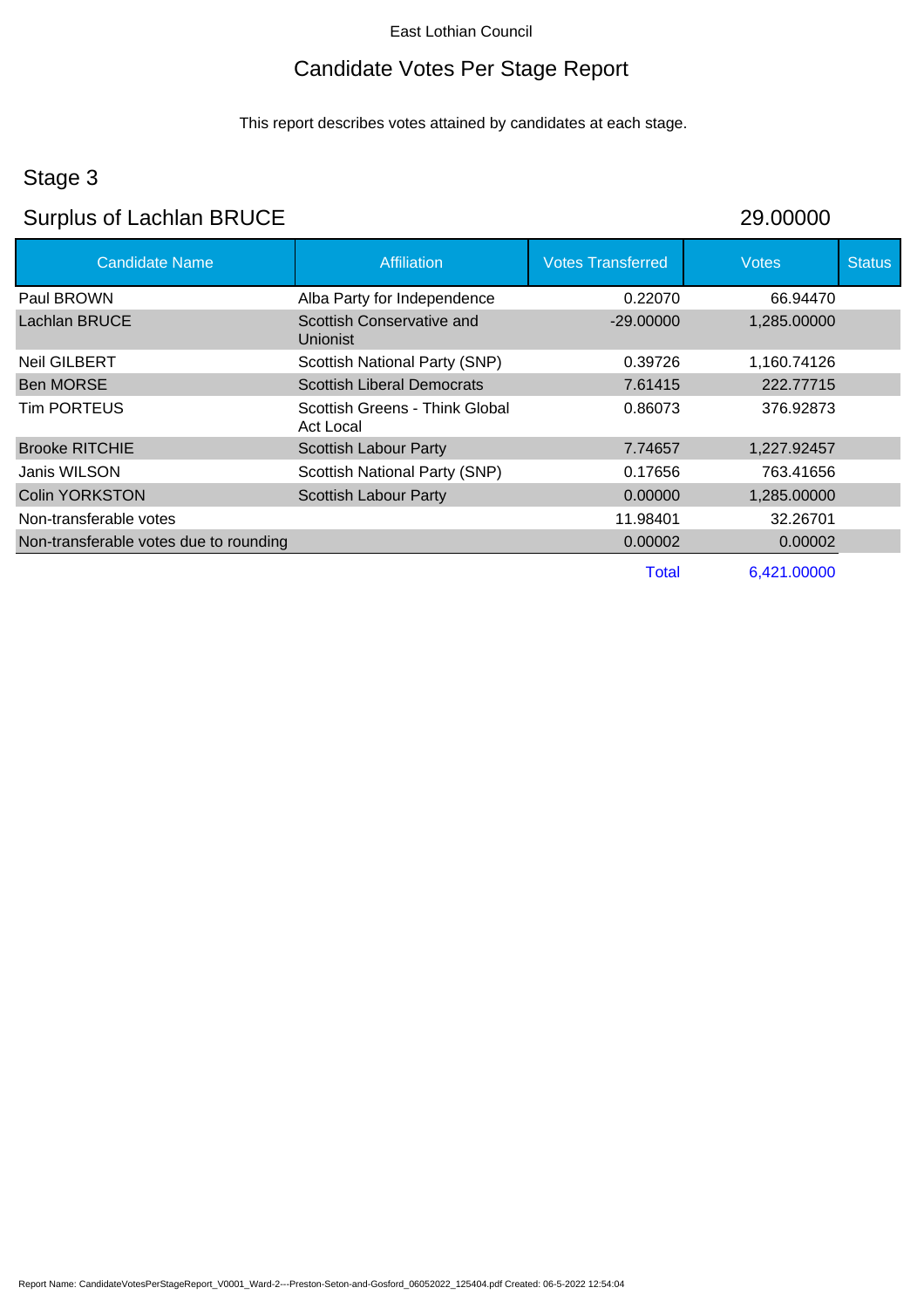East Lothian Council

# Candidate Votes Per Stage Report

This report describes votes attained by candidates at each stage.

## Stage 3

## Surplus of Lachlan BRUCE 29.00000

| Candidate Name | Affiliation | Votes Transferred | Votes | Status |
|---|---|---|---|---|
| Paul BROWN | Alba Party for Independence | 0.22070 | 66.94470 | |
| Lachlan BRUCE | Scottish Conservative and Unionist | -29.00000 | 1,285.00000 | |
| Neil GILBERT | Scottish National Party (SNP) | 0.39726 | 1,160.74126 | |
| Ben MORSE | Scottish Liberal Democrats | 7.61415 | 222.77715 | |
| Tim PORTEUS | Scottish Greens - Think Global Act Local | 0.86073 | 376.92873 | |
| Brooke RITCHIE | Scottish Labour Party | 7.74657 | 1,227.92457 | |
| Janis WILSON | Scottish National Party (SNP) | 0.17656 | 763.41656 | |
| Colin YORKSTON | Scottish Labour Party | 0.00000 | 1,285.00000 | |
| Non-transferable votes | | 11.98401 | 32.26701 | |
| Non-transferable votes due to rounding | | 0.00002 | 0.00002 | |
| | | Total | 6,421.00000 | |

Report Name: CandidateVotesPerStageReport_V0001_Ward-2---Preston-Seton-and-Gosford_06052022_125404.pdf Created: 06-5-2022 12:54:04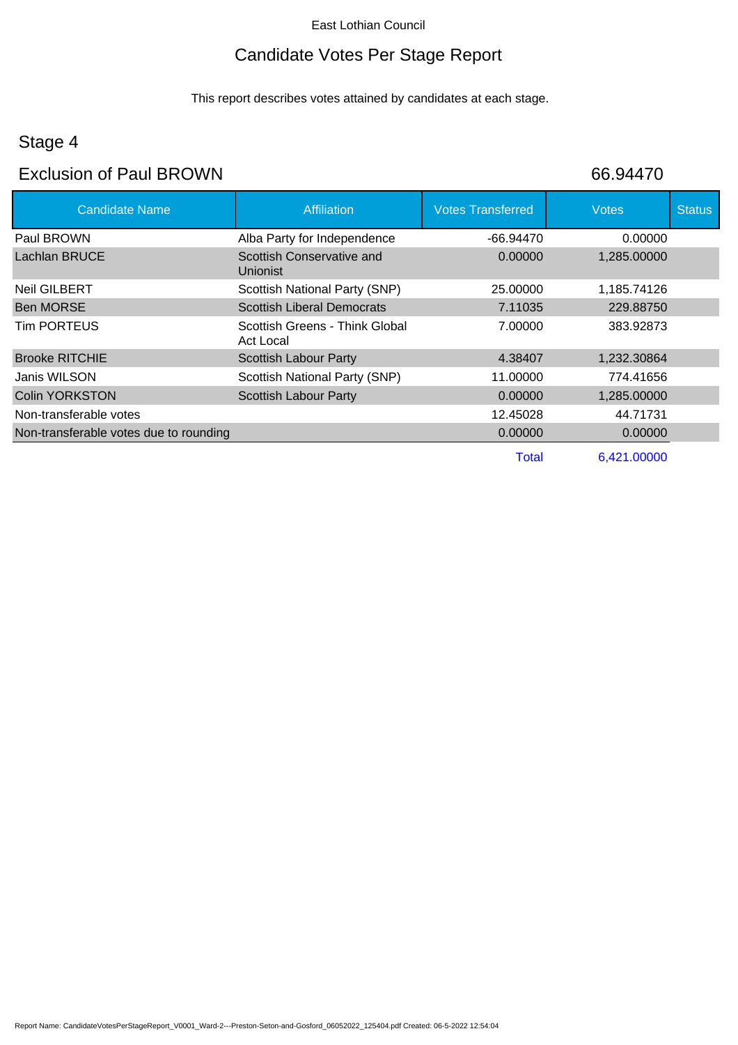East Lothian Council

# Candidate Votes Per Stage Report

This report describes votes attained by candidates at each stage.

## Stage 4

## Exclusion of Paul BROWN 66.94470

| Candidate Name | Affiliation | Votes Transferred | Votes | Status |
|---|---|---|---|---|
| Paul BROWN | Alba Party for Independence | -66.94470 | 0.00000 | |
| Lachlan BRUCE | Scottish Conservative and Unionist | 0.00000 | 1,285.00000 | |
| Neil GILBERT | Scottish National Party (SNP) | 25.00000 | 1,185.74126 | |
| Ben MORSE | Scottish Liberal Democrats | 7.11035 | 229.88750 | |
| Tim PORTEUS | Scottish Greens - Think Global Act Local | 7.00000 | 383.92873 | |
| Brooke RITCHIE | Scottish Labour Party | 4.38407 | 1,232.30864 | |
| Janis WILSON | Scottish National Party (SNP) | 11.00000 | 774.41656 | |
| Colin YORKSTON | Scottish Labour Party | 0.00000 | 1,285.00000 | |
| Non-transferable votes | | 12.45028 | 44.71731 | |
| Non-transferable votes due to rounding | | 0.00000 | 0.00000 | |
| | | Total | 6,421.00000 | |

Report Name: CandidateVotesPerStageReport_V0001_Ward-2---Preston-Seton-and-Gosford_06052022_125404.pdf Created: 06-5-2022 12:54:04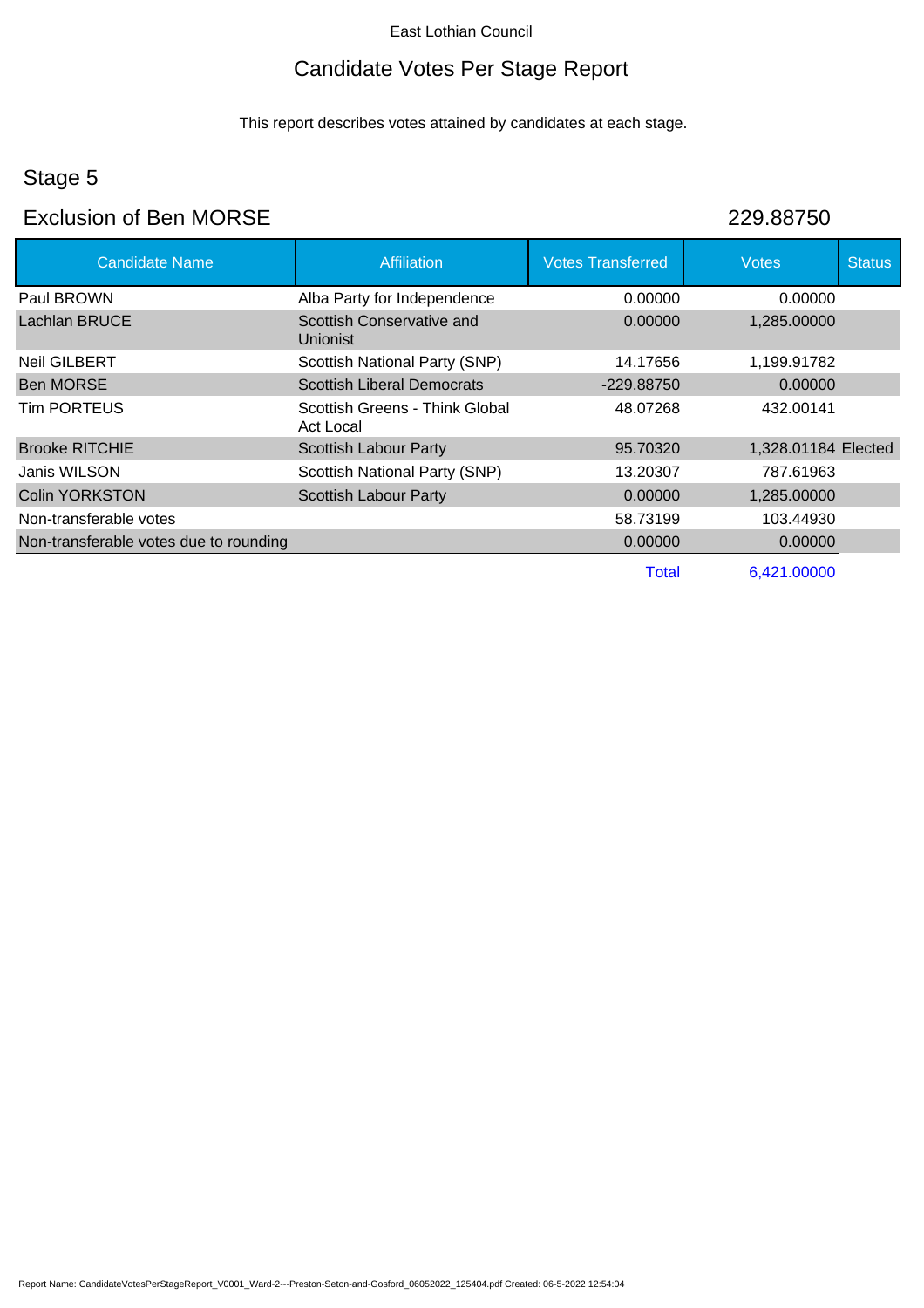East Lothian Council

# Candidate Votes Per Stage Report

This report describes votes attained by candidates at each stage.

## Stage 5

## Exclusion of Ben MORSE 229.88750

| Candidate Name | Affiliation | Votes Transferred | Votes | Status |
|---|---|---|---|---|
| Paul BROWN | Alba Party for Independence | 0.00000 | 0.00000 | |
| Lachlan BRUCE | Scottish Conservative and Unionist | 0.00000 | 1,285.00000 | |
| Neil GILBERT | Scottish National Party (SNP) | 14.17656 | 1,199.91782 | |
| Ben MORSE | Scottish Liberal Democrats | -229.88750 | 0.00000 | |
| Tim PORTEUS | Scottish Greens - Think Global Act Local | 48.07268 | 432.00141 | |
| Brooke RITCHIE | Scottish Labour Party | 95.70320 | 1,328.01184 | Elected |
| Janis WILSON | Scottish National Party (SNP) | 13.20307 | 787.61963 | |
| Colin YORKSTON | Scottish Labour Party | 0.00000 | 1,285.00000 | |
| Non-transferable votes | | 58.73199 | 103.44930 | |
| Non-transferable votes due to rounding | | 0.00000 | 0.00000 | |
| | | Total | 6,421.00000 | |

Report Name: CandidateVotesPerStageReport_V0001_Ward-2---Preston-Seton-and-Gosford_06052022_125404.pdf Created: 06-5-2022 12:54:04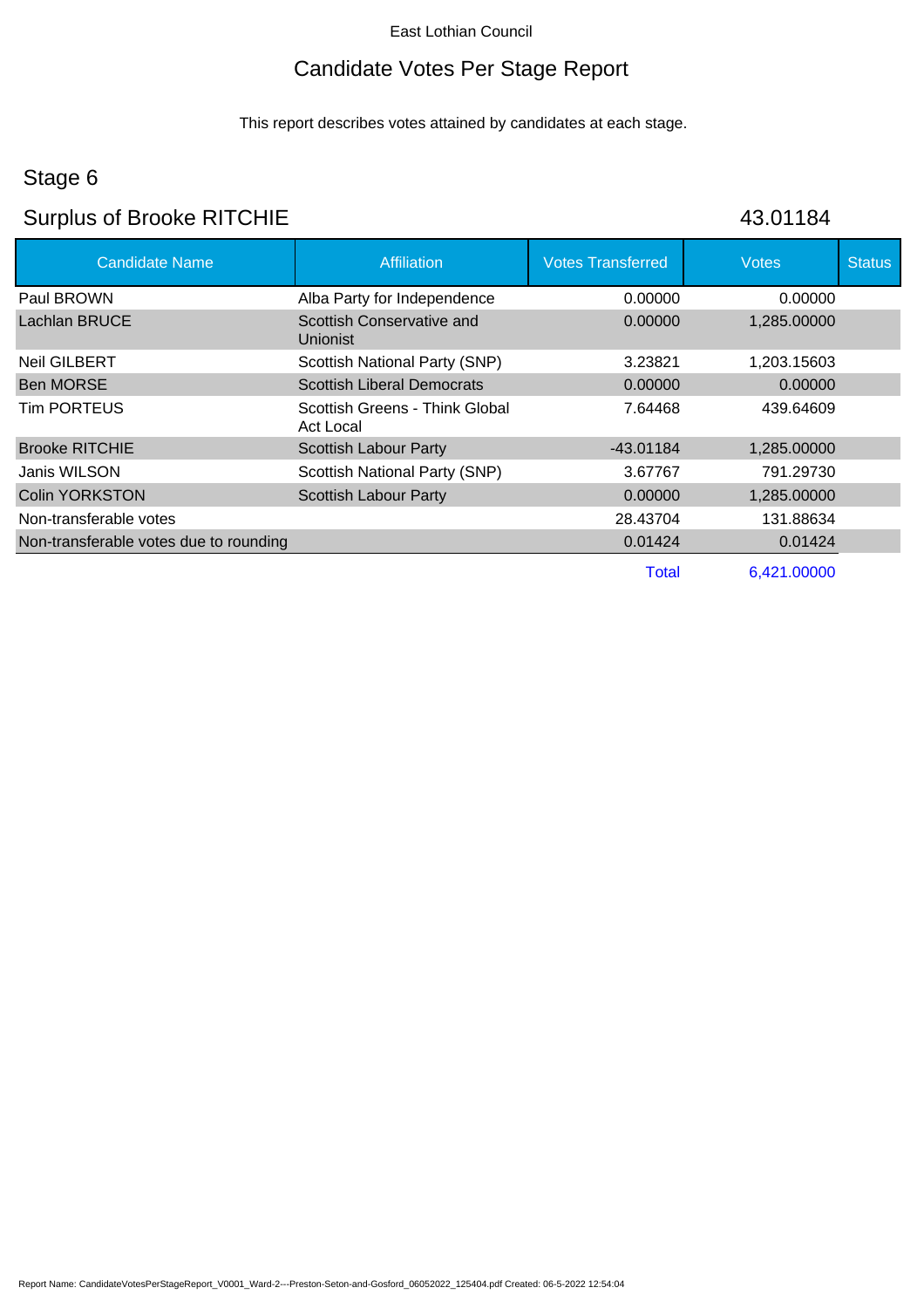East Lothian Council

# Candidate Votes Per Stage Report

This report describes votes attained by candidates at each stage.

## Stage 6

## Surplus of Brooke RITCHIE 43.01184

| Candidate Name | Affiliation | Votes Transferred | Votes | Status |
|---|---|---|---|---|
| Paul BROWN | Alba Party for Independence | 0.00000 | 0.00000 | |
| Lachlan BRUCE | Scottish Conservative and Unionist | 0.00000 | 1,285.00000 | |
| Neil GILBERT | Scottish National Party (SNP) | 3.23821 | 1,203.15603 | |
| Ben MORSE | Scottish Liberal Democrats | 0.00000 | 0.00000 | |
| Tim PORTEUS | Scottish Greens - Think Global Act Local | 7.64468 | 439.64609 | |
| Brooke RITCHIE | Scottish Labour Party | -43.01184 | 1,285.00000 | |
| Janis WILSON | Scottish National Party (SNP) | 3.67767 | 791.29730 | |
| Colin YORKSTON | Scottish Labour Party | 0.00000 | 1,285.00000 | |
| Non-transferable votes | | 28.43704 | 131.88634 | |
| Non-transferable votes due to rounding | | 0.01424 | 0.01424 | |
| | | Total | 6,421.00000 | |

Report Name: CandidateVotesPerStageReport_V0001_Ward-2---Preston-Seton-and-Gosford_06052022_125404.pdf Created: 06-5-2022 12:54:04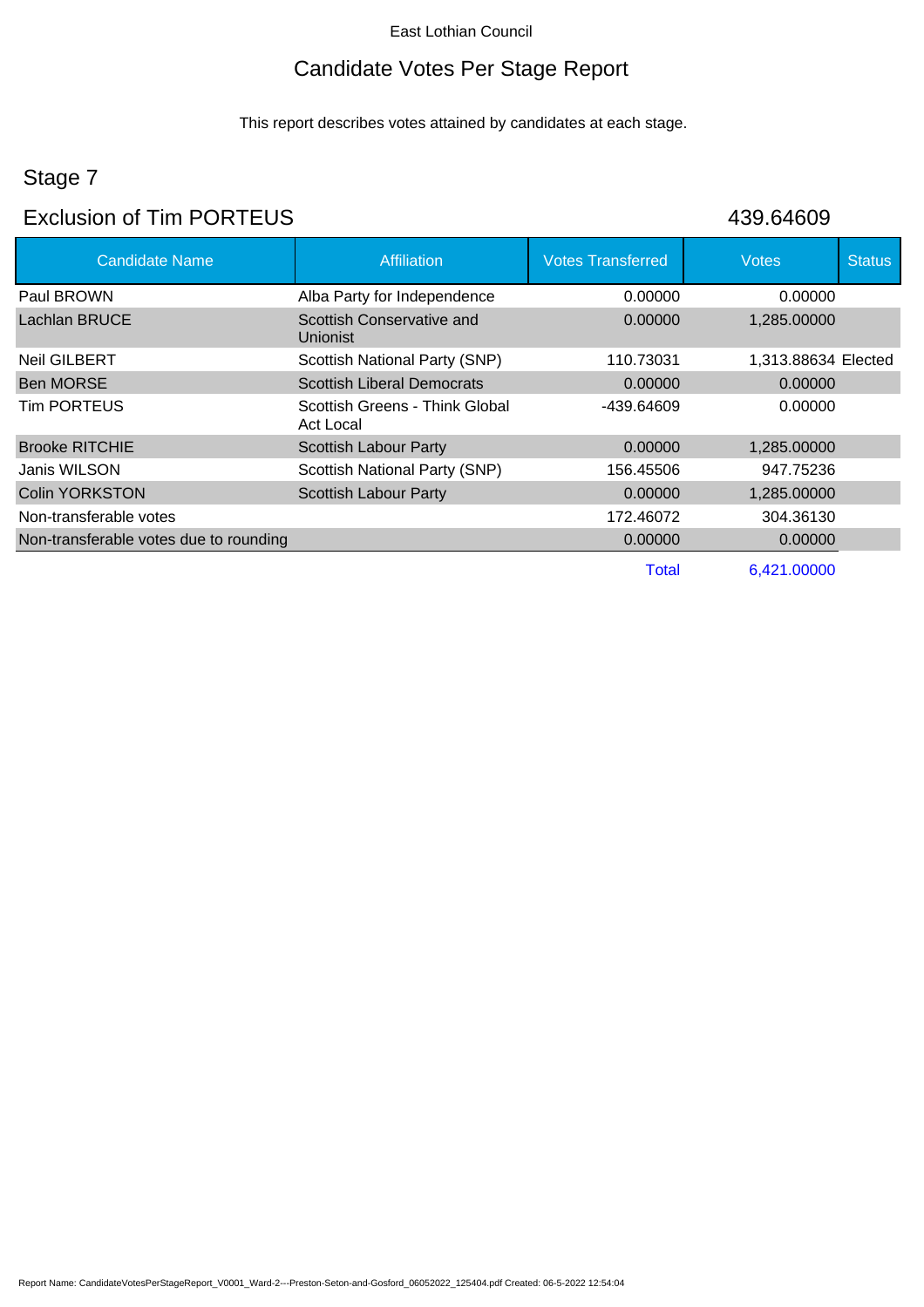East Lothian Council

# Candidate Votes Per Stage Report

This report describes votes attained by candidates at each stage.

## Stage 7

## Exclusion of Tim PORTEUS

439.64609

| Candidate Name | Affiliation | Votes Transferred | Votes | Status |
|---|---|---|---|---|
| Paul BROWN | Alba Party for Independence | 0.00000 | 0.00000 | |
| Lachlan BRUCE | Scottish Conservative and Unionist | 0.00000 | 1,285.00000 | |
| Neil GILBERT | Scottish National Party (SNP) | 110.73031 | 1,313.88634 | Elected |
| Ben MORSE | Scottish Liberal Democrats | 0.00000 | 0.00000 | |
| Tim PORTEUS | Scottish Greens - Think Global Act Local | -439.64609 | 0.00000 | |
| Brooke RITCHIE | Scottish Labour Party | 0.00000 | 1,285.00000 | |
| Janis WILSON | Scottish National Party (SNP) | 156.45506 | 947.75236 | |
| Colin YORKSTON | Scottish Labour Party | 0.00000 | 1,285.00000 | |
| Non-transferable votes | | 172.46072 | 304.36130 | |
| Non-transferable votes due to rounding | | 0.00000 | 0.00000 | |
| | | Total | 6,421.00000 | |

Report Name: CandidateVotesPerStageReport_V0001_Ward-2---Preston-Seton-and-Gosford_06052022_125404.pdf Created: 06-5-2022 12:54:04